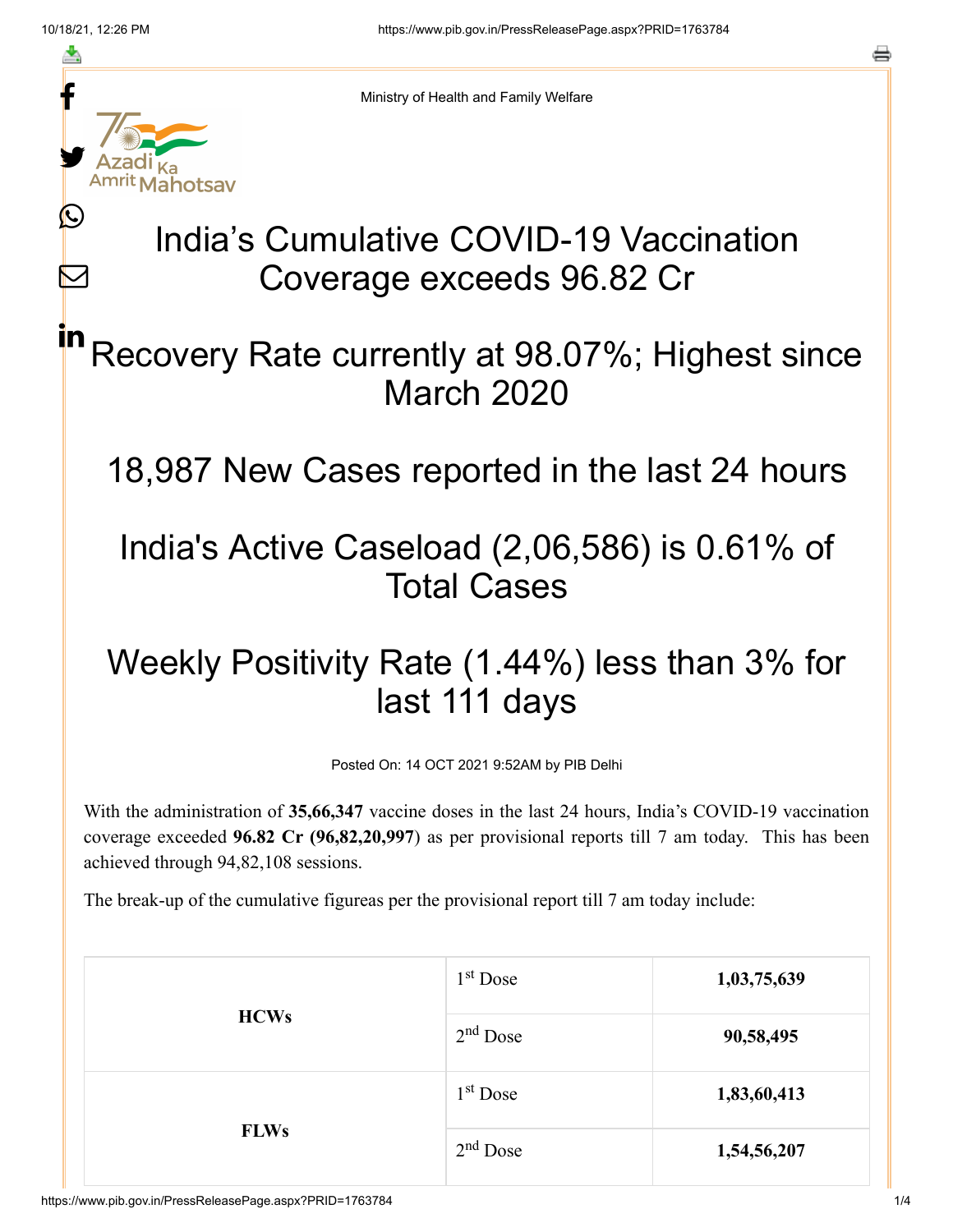Ministry of Health and Family Welfare

# India's Cumulative COVID-19 Vaccination Coverage exceeds 96.82 Cr

## Recovery Rate currently at 98.07%; Highest since March 2020

## 18,987 New Cases reported in the last 24 hours

## India's Active Caseload (2,06,586) is 0.61% of Total Cases

## Weekly Positivity Rate (1.44%) less than 3% for last 111 days

Posted On: 14 OCT 2021 9:52AM by PIB Delhi

With the administration of **35,66,347** vaccine doses in the last 24 hours, India's COVID-19 vaccination coverage exceeded **96.82 Cr (96,82,20,997**) as per provisional reports till 7 am today. This has been achieved through 94,82,108 sessions.

The break-up of the cumulative figureas per the provisional report till 7 am today include:

| | | |
|---|---|---|
| **HCWs** | 1st Dose | **1,03,75,639** |
| | 2nd Dose | **90,58,495** |
| **FLWs** | 1st Dose | **1,83,60,413** |
| | 2nd Dose | **1,54,56,207** |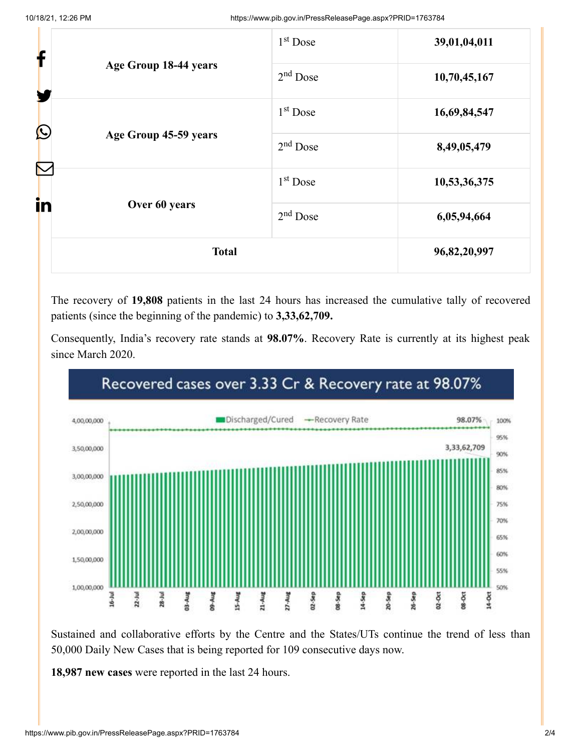| Age Group 18-44 years | 1st Dose | **39,01,04,011** |
|---|---|---|
| | 2nd Dose | **10,70,45,167** |
| Age Group 45-59 years | 1st Dose | **16,69,84,547** |
| | 2nd Dose | **8,49,05,479** |
| Over 60 years | 1st Dose | **10,53,36,375** |
| | 2nd Dose | **6,05,94,664** |
| **Total** | | **96,82,20,997** |

The recovery of **19,808** patients in the last 24 hours has increased the cumulative tally of recovered patients (since the beginning of the pandemic) to **3,33,62,709.**

Consequently, India's recovery rate stands at **98.07%**. Recovery Rate is currently at its highest peak since March 2020.

Recovered cases over 3.33 Cr & Recovery rate at 98.07%

Sustained and collaborative efforts by the Centre and the States/UTs continue the trend of less than 50,000 Daily New Cases that is being reported for 109 consecutive days now.

**18,987 new cases** were reported in the last 24 hours.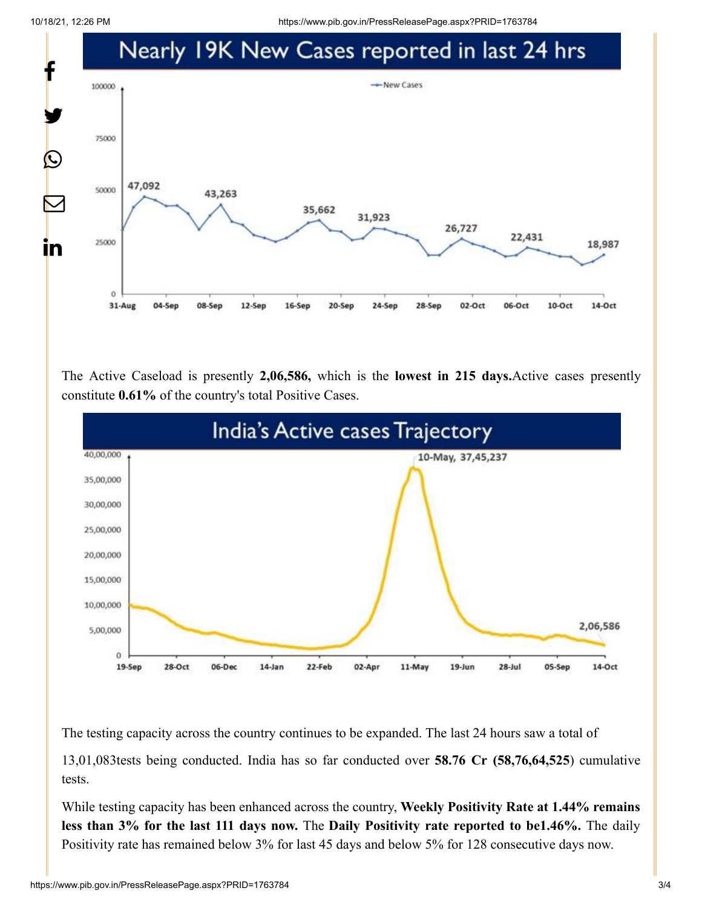## Nearly 19K New Cases reported in last 24 hrs

The Active Caseload is presently **2,06,586,** which is the **lowest in 215 days.**Active cases presently constitute **0.61%** of the country's total Positive Cases.

## India's Active cases Trajectory

The testing capacity across the country continues to be expanded. The last 24 hours saw a total of

13,01,083tests being conducted. India has so far conducted over **58.76 Cr (58,76,64,525**) cumulative tests.

While testing capacity has been enhanced across the country, **Weekly Positivity Rate at 1.44% remains less than 3% for the last 111 days now.** The **Daily Positivity rate reported to be1.46%.** The daily Positivity rate has remained below 3% for last 45 days and below 5% for 128 consecutive days now.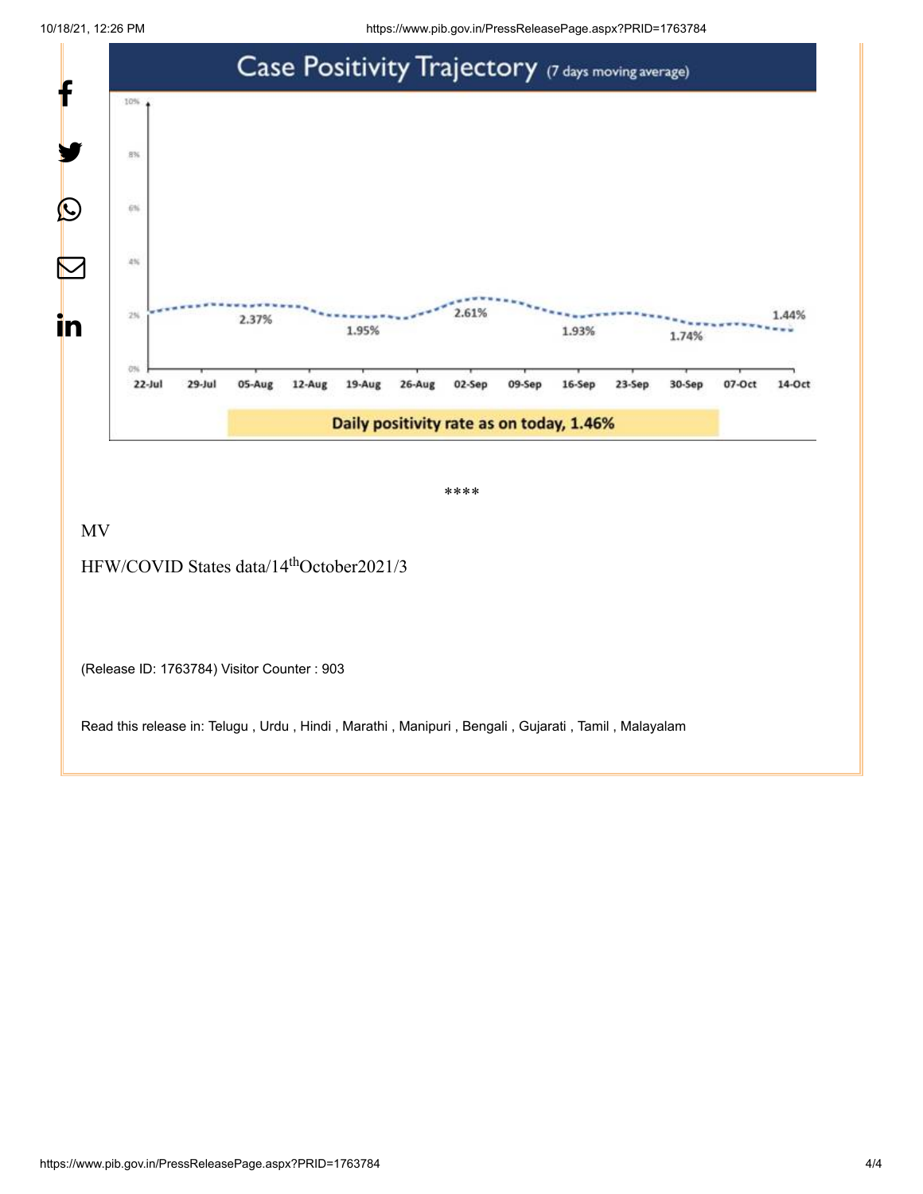Case Positivity Trajectory (7 days moving average)

10%

8%

6%

4%

2%

0%

2.37%

1.95%

2.61%

1.93%

1.74%

1.44%

22-Jul 29-Jul 05-Aug 12-Aug 19-Aug 26-Aug 02-Sep 09-Sep 16-Sep 23-Sep 30-Sep 07-Oct 14-Oct

Daily positivity rate as on today, 1.46%

****

MV

HFW/COVID States data/14thOctober2021/3

(Release ID: 1763784) Visitor Counter : 903

Read this release in: Telugu , Urdu , Hindi , Marathi , Manipuri , Bengali , Gujarati , Tamil , Malayalam